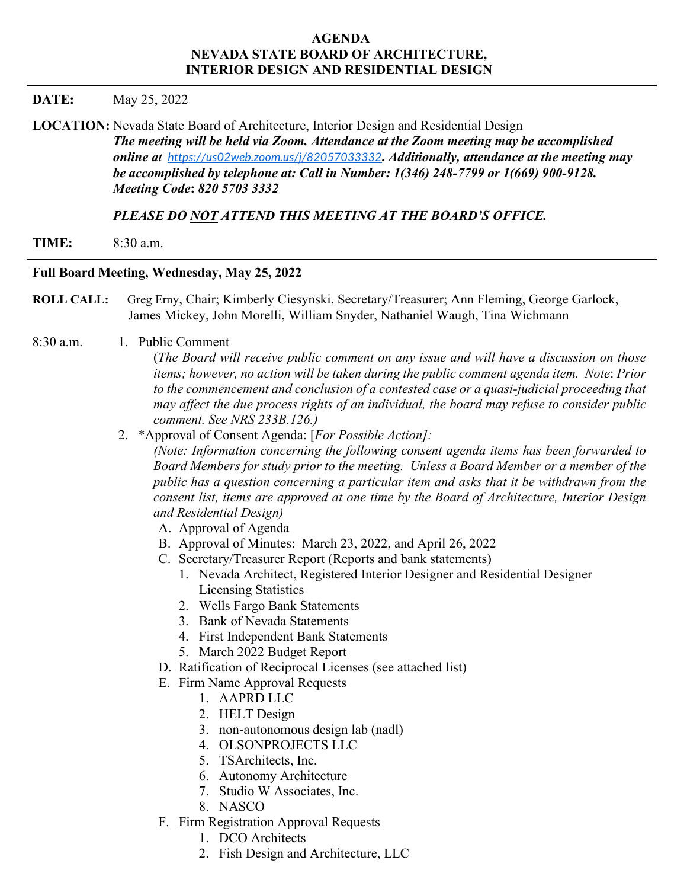# AGENDA
# NEVADA STATE BOARD OF ARCHITECTURE, INTERIOR DESIGN AND RESIDENTIAL DESIGN

---

**DATE:** May 25, 2022

**LOCATION:** Nevada State Board of Architecture, Interior Design and Residential Design
***The meeting will be held via Zoom. Attendance at the Zoom meeting may be accomplished online at*** *https://us02web.zoom.us/j/82057033332****. Additionally, attendance at the meeting may be accomplished by telephone at: Call in Number: 1(346) 248-7799 or 1(669) 900-9128. Meeting Code*: 820 5703 3332***

***PLEASE DO NOT ATTEND THIS MEETING AT THE BOARD'S OFFICE.***

**TIME:** 8:30 a.m.

---

**Full Board Meeting, Wednesday, May 25, 2022**

**ROLL CALL:** Greg Erny, Chair; Kimberly Ciesynski, Secretary/Treasurer; Ann Fleming, George Garlock, James Mickey, John Morelli, William Snyder, Nathaniel Waugh, Tina Wichmann

8:30 a.m.

1. Public Comment
   (*The Board will receive public comment on any issue and will have a discussion on those items; however, no action will be taken during the public comment agenda item. Note: Prior to the commencement and conclusion of a contested case or a quasi-judicial proceeding that may affect the due process rights of an individual, the board may refuse to consider public comment. See NRS 233B.126.)*
2. *Approval of Consent Agenda: [*For Possible Action]:*
   *(Note: Information concerning the following consent agenda items has been forwarded to Board Members for study prior to the meeting. Unless a Board Member or a member of the public has a question concerning a particular item and asks that it be withdrawn from the consent list, items are approved at one time by the Board of Architecture, Interior Design and Residential Design)*
   - A. Approval of Agenda
   - B. Approval of Minutes: March 23, 2022, and April 26, 2022
   - C. Secretary/Treasurer Report (Reports and bank statements)
     1. Nevada Architect, Registered Interior Designer and Residential Designer Licensing Statistics
     2. Wells Fargo Bank Statements
     3. Bank of Nevada Statements
     4. First Independent Bank Statements
     5. March 2022 Budget Report
   - D. Ratification of Reciprocal Licenses (see attached list)
   - E. Firm Name Approval Requests
     1. AAPRD LLC
     2. HELT Design
     3. non-autonomous design lab (nadl)
     4. OLSONPROJECTS LLC
     5. TSArchitects, Inc.
     6. Autonomy Architecture
     7. Studio W Associates, Inc.
     8. NASCO
   - F. Firm Registration Approval Requests
     1. DCO Architects
     2. Fish Design and Architecture, LLC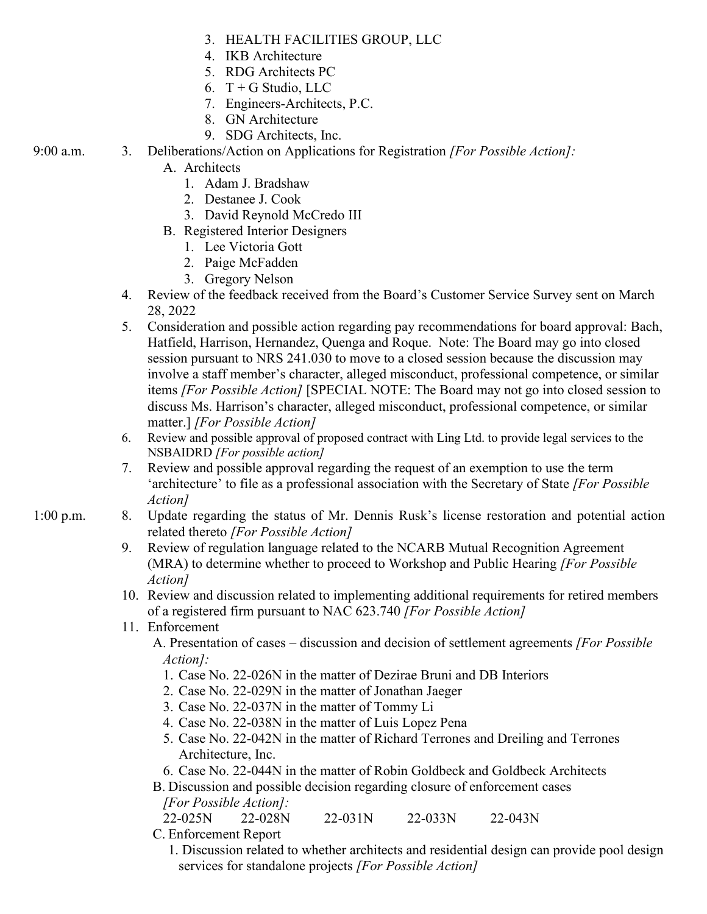3. HEALTH FACILITIES GROUP, LLC
4. IKB Architecture
5. RDG Architects PC
6. T + G Studio, LLC
7. Engineers-Architects, P.C.
8. GN Architecture
9. SDG Architects, Inc.

9:00 a.m.

3. Deliberations/Action on Applications for Registration *[For Possible Action]:*
   - A. Architects
     1. Adam J. Bradshaw
     2. Destanee J. Cook
     3. David Reynold McCredo III
   - B. Registered Interior Designers
     1. Lee Victoria Gott
     2. Paige McFadden
     3. Gregory Nelson
4. Review of the feedback received from the Board's Customer Service Survey sent on March 28, 2022
5. Consideration and possible action regarding pay recommendations for board approval: Bach, Hatfield, Harrison, Hernandez, Quenga and Roque. Note: The Board may go into closed session pursuant to NRS 241.030 to move to a closed session because the discussion may involve a staff member's character, alleged misconduct, professional competence, or similar items *[For Possible Action]* [SPECIAL NOTE: The Board may not go into closed session to discuss Ms. Harrison's character, alleged misconduct, professional competence, or similar matter.] *[For Possible Action]*
6. Review and possible approval of proposed contract with Ling Ltd. to provide legal services to the NSBAIDRD *[For possible action]*
7. Review and possible approval regarding the request of an exemption to use the term 'architecture' to file as a professional association with the Secretary of State *[For Possible Action]*

1:00 p.m.

8. Update regarding the status of Mr. Dennis Rusk's license restoration and potential action related thereto *[For Possible Action]*
9. Review of regulation language related to the NCARB Mutual Recognition Agreement (MRA) to determine whether to proceed to Workshop and Public Hearing *[For Possible Action]*
10. Review and discussion related to implementing additional requirements for retired members of a registered firm pursuant to NAC 623.740 *[For Possible Action]*
11. Enforcement
    - A. Presentation of cases – discussion and decision of settlement agreements *[For Possible Action]:*
      1. Case No. 22-026N in the matter of Dezirae Bruni and DB Interiors
      2. Case No. 22-029N in the matter of Jonathan Jaeger
      3. Case No. 22-037N in the matter of Tommy Li
      4. Case No. 22-038N in the matter of Luis Lopez Pena
      5. Case No. 22-042N in the matter of Richard Terrones and Dreiling and Terrones Architecture, Inc.
      6. Case No. 22-044N in the matter of Robin Goldbeck and Goldbeck Architects
    - B. Discussion and possible decision regarding closure of enforcement cases *[For Possible Action]:*

      22-025N 22-028N 22-031N 22-033N 22-043N
    - C. Enforcement Report
      1. Discussion related to whether architects and residential design can provide pool design services for standalone projects *[For Possible Action]*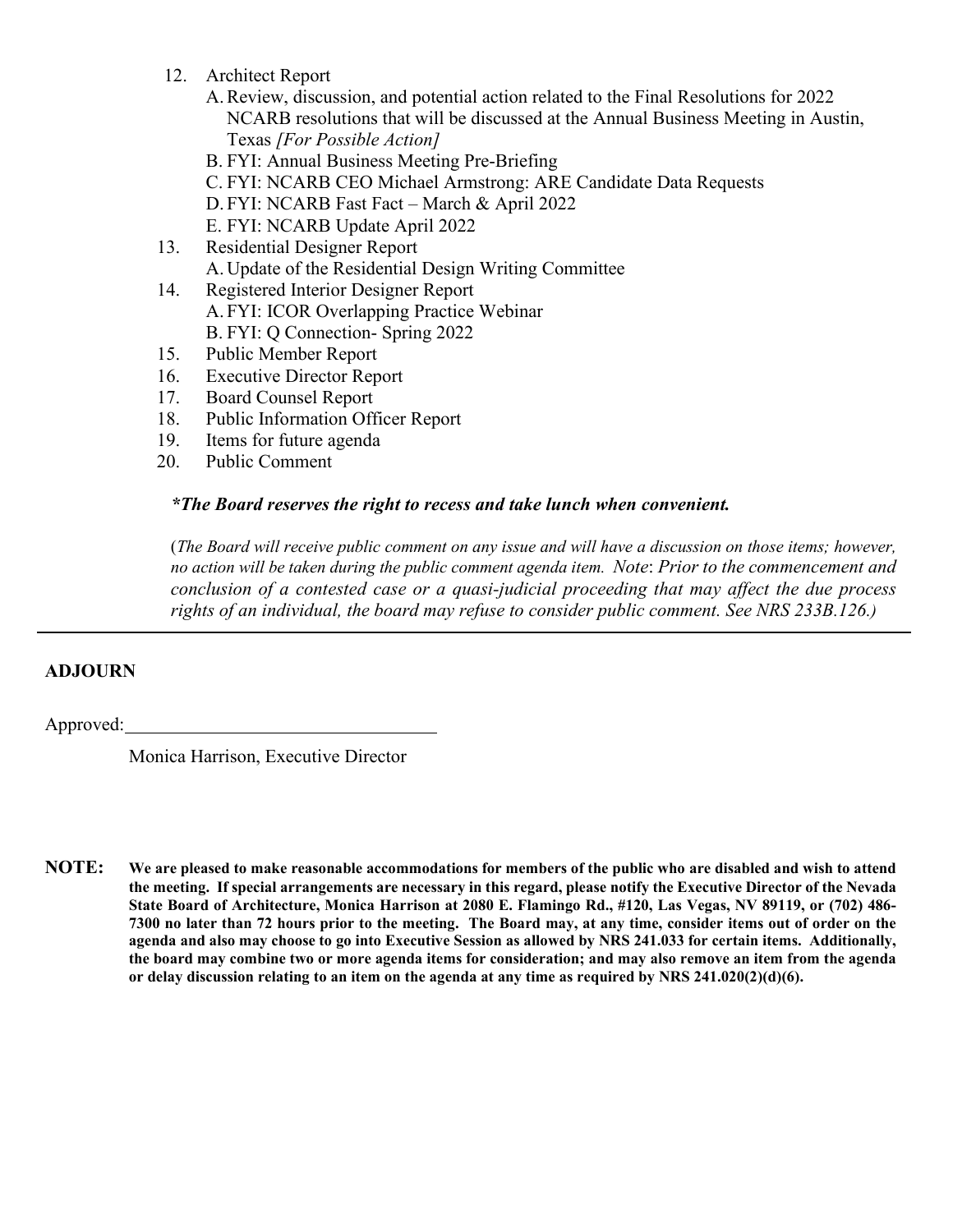12. Architect Report
    - A. Review, discussion, and potential action related to the Final Resolutions for 2022 NCARB resolutions that will be discussed at the Annual Business Meeting in Austin, Texas *[For Possible Action]*
    - B. FYI: Annual Business Meeting Pre-Briefing
    - C. FYI: NCARB CEO Michael Armstrong: ARE Candidate Data Requests
    - D. FYI: NCARB Fast Fact – March & April 2022
    - E. FYI: NCARB Update April 2022
13. Residential Designer Report
    - A. Update of the Residential Design Writing Committee
14. Registered Interior Designer Report
    - A. FYI: ICOR Overlapping Practice Webinar
    - B. FYI: Q Connection- Spring 2022
15. Public Member Report
16. Executive Director Report
17. Board Counsel Report
18. Public Information Officer Report
19. Items for future agenda
20. Public Comment

***\*The Board reserves the right to recess and take lunch when convenient.***

(*The Board will receive public comment on any issue and will have a discussion on those items; however, no action will be taken during the public comment agenda item. Note: Prior to the commencement and conclusion of a contested case or a quasi-judicial proceeding that may affect the due process rights of an individual, the board may refuse to consider public comment. See NRS 233B.126.)*

---

**ADJOURN**

Approved:\_\_\_\_\_\_\_\_\_\_\_\_\_\_\_\_\_\_\_\_\_\_\_\_\_\_\_\_\_\_\_\_\_

Monica Harrison, Executive Director

**NOTE: We are pleased to make reasonable accommodations for members of the public who are disabled and wish to attend the meeting. If special arrangements are necessary in this regard, please notify the Executive Director of the Nevada State Board of Architecture, Monica Harrison at 2080 E. Flamingo Rd., #120, Las Vegas, NV 89119, or (702) 486-7300 no later than 72 hours prior to the meeting. The Board may, at any time, consider items out of order on the agenda and also may choose to go into Executive Session as allowed by NRS 241.033 for certain items. Additionally, the board may combine two or more agenda items for consideration; and may also remove an item from the agenda or delay discussion relating to an item on the agenda at any time as required by NRS 241.020(2)(d)(6).**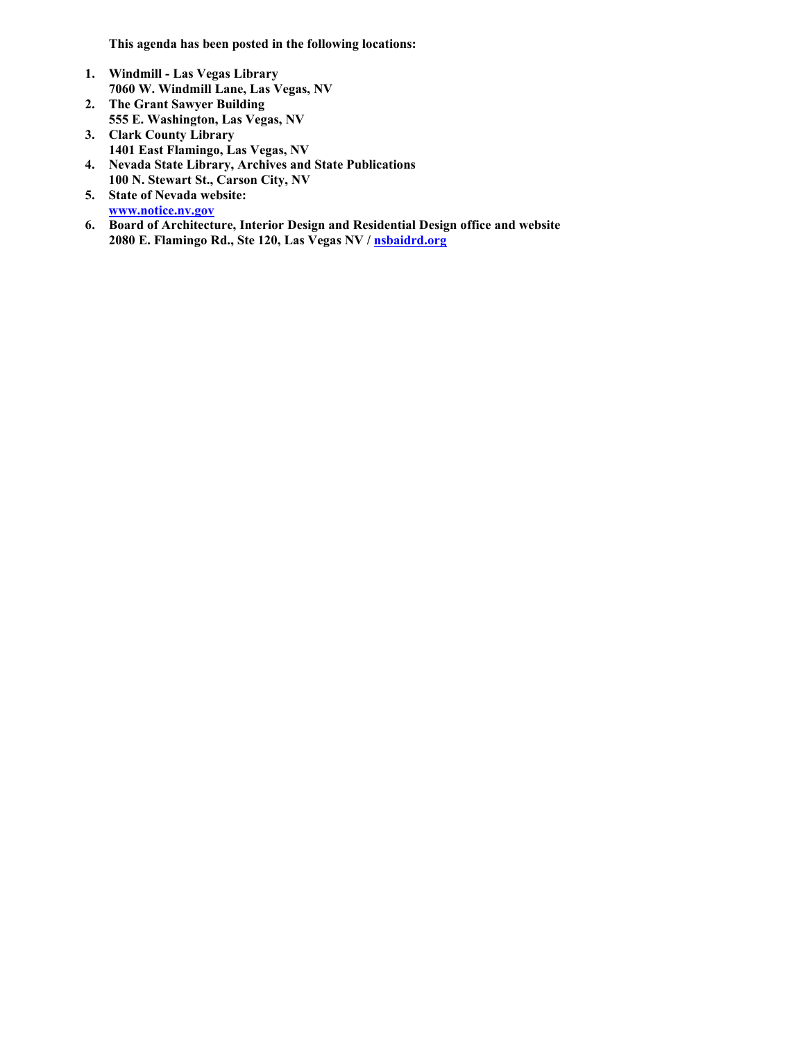**This agenda has been posted in the following locations:**

1. **Windmill - Las Vegas Library**
   **7060 W. Windmill Lane, Las Vegas, NV**
2. **The Grant Sawyer Building**
   **555 E. Washington, Las Vegas, NV**
3. **Clark County Library**
   **1401 East Flamingo, Las Vegas, NV**
4. **Nevada State Library, Archives and State Publications**
   **100 N. Stewart St., Carson City, NV**
5. **State of Nevada website:**
   **www.notice.nv.gov**
6. **Board of Architecture, Interior Design and Residential Design office and website**
   **2080 E. Flamingo Rd., Ste 120, Las Vegas NV / nsbaidrd.org**